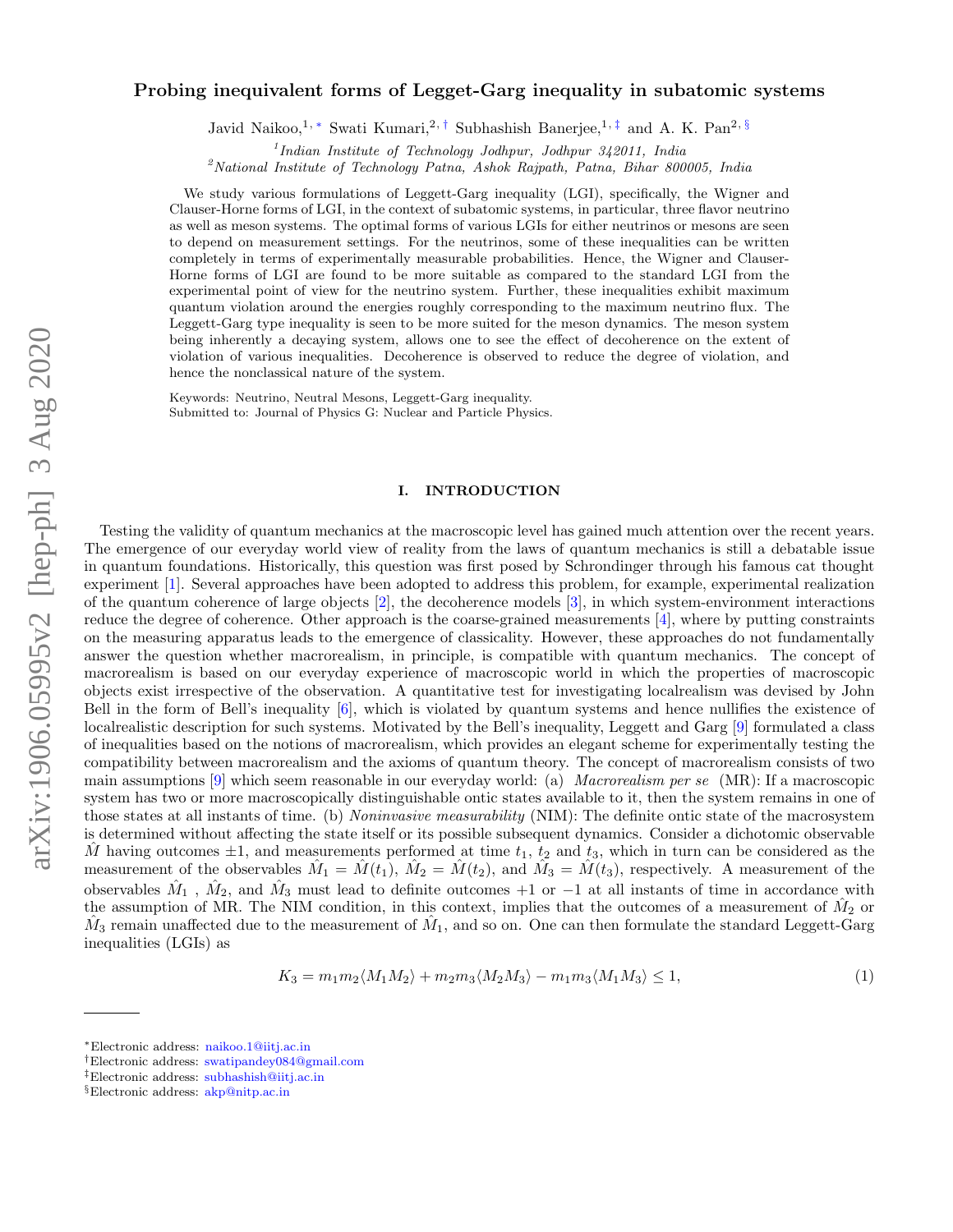# Probing inequivalent forms of Legget-Garg inequality in subatomic systems

Javid Naikoo,[1,*] Swati Kumari,[2,†] Subhashish Banerjee,[1,‡] and A. K. Pan[2,§]

[1]*Indian Institute of Technology Jodhpur, Jodhpur 342011, India*
[2]*National Institute of Technology Patna, Ashok Rajpath, Patna, Bihar 800005, India*

We study various formulations of Leggett-Garg inequality (LGI), specifically, the Wigner and Clauser-Horne forms of LGI, in the context of subatomic systems, in particular, three flavor neutrino as well as meson systems. The optimal forms of various LGIs for either neutrinos or mesons are seen to depend on measurement settings. For the neutrinos, some of these inequalities can be written completely in terms of experimentally measurable probabilities. Hence, the Wigner and Clauser-Horne forms of LGI are found to be more suitable as compared to the standard LGI from the experimental point of view for the neutrino system. Further, these inequalities exhibit maximum quantum violation around the energies roughly corresponding to the maximum neutrino flux. The Leggett-Garg type inequality is seen to be more suited for the meson dynamics. The meson system being inherently a decaying system, allows one to see the effect of decoherence on the extent of violation of various inequalities. Decoherence is observed to reduce the degree of violation, and hence the nonclassical nature of the system.

Keywords: Neutrino, Neutral Mesons, Leggett-Garg inequality.
Submitted to: Journal of Physics G: Nuclear and Particle Physics.

## I. INTRODUCTION

Testing the validity of quantum mechanics at the macroscopic level has gained much attention over the recent years. The emergence of our everyday world view of reality from the laws of quantum mechanics is still a debatable issue in quantum foundations. Historically, this question was first posed by Schrondinger through his famous cat thought experiment [1]. Several approaches have been adopted to address this problem, for example, experimental realization of the quantum coherence of large objects [2], the decoherence models [3], in which system-environment interactions reduce the degree of coherence. Other approach is the coarse-grained measurements [4], where by putting constraints on the measuring apparatus leads to the emergence of classicality. However, these approaches do not fundamentally answer the question whether macrorealism, in principle, is compatible with quantum mechanics. The concept of macrorealism is based on our everyday experience of macroscopic world in which the properties of macroscopic objects exist irrespective of the observation. A quantitative test for investigating localrealism was devised by John Bell in the form of Bell's inequality [6], which is violated by quantum systems and hence nullifies the existence of localrealistic description for such systems. Motivated by the Bell's inequality, Leggett and Garg [9] formulated a class of inequalities based on the notions of macrorealism, which provides an elegant scheme for experimentally testing the compatibility between macrorealism and the axioms of quantum theory. The concept of macrorealism consists of two main assumptions [9] which seem reasonable in our everyday world: (a) *Macrorealism per se* (MR): If a macroscopic system has two or more macroscopically distinguishable ontic states available to it, then the system remains in one of those states at all instants of time. (b) *Noninvasive measurability* (NIM): The definite ontic state of the macrosystem is determined without affecting the state itself or its possible subsequent dynamics. Consider a dichotomic observable $\hat{M}$ having outcomes $\pm 1$, and measurements performed at time $t_1$, $t_2$ and $t_3$, which in turn can be considered as the measurement of the observables $\hat{M}_1 = \hat{M}(t_1)$, $\hat{M}_2 = \hat{M}(t_2)$, and $\hat{M}_3 = \hat{M}(t_3)$, respectively. A measurement of the observables $\hat{M}_1$ , $\hat{M}_2$, and $\hat{M}_3$ must lead to definite outcomes $+1$ or $-1$ at all instants of time in accordance with the assumption of MR. The NIM condition, in this context, implies that the outcomes of a measurement of $\hat{M}_2$ or $\hat{M}_3$ remain unaffected due to the measurement of $\hat{M}_1$, and so on. One can then formulate the standard Leggett-Garg inequalities (LGIs) as

$$K_3 = m_1 m_2 \langle M_1 M_2 \rangle + m_2 m_3 \langle M_2 M_3 \rangle - m_1 m_3 \langle M_1 M_3 \rangle \leq 1, \tag{1}$$

---

*Electronic address: naikoo.1@iitj.ac.in
†Electronic address: swatipandey084@gmail.com
‡Electronic address: subhashish@iitj.ac.in
§Electronic address: akp@nitp.ac.in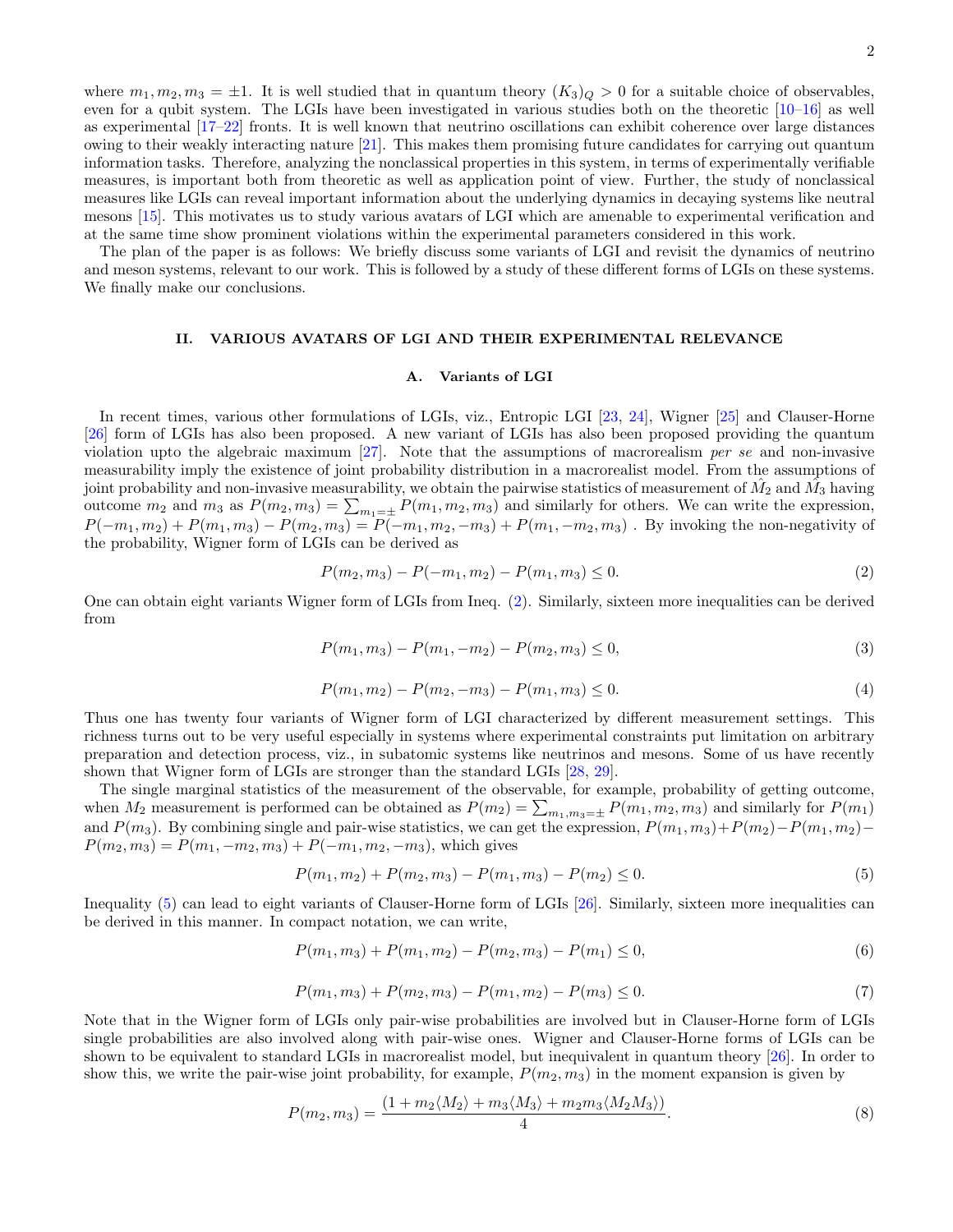where $m_1, m_2, m_3 = \pm 1$. It is well studied that in quantum theory $(K_3)_Q > 0$ for a suitable choice of observables, even for a qubit system. The LGIs have been investigated in various studies both on the theoretic [10–16] as well as experimental [17–22] fronts. It is well known that neutrino oscillations can exhibit coherence over large distances owing to their weakly interacting nature [21]. This makes them promising future candidates for carrying out quantum information tasks. Therefore, analyzing the nonclassical properties in this system, in terms of experimentally verifiable measures, is important both from theoretic as well as application point of view. Further, the study of nonclassical measures like LGIs can reveal important information about the underlying dynamics in decaying systems like neutral mesons [15]. This motivates us to study various avatars of LGI which are amenable to experimental verification and at the same time show prominent violations within the experimental parameters considered in this work.

The plan of the paper is as follows: We briefly discuss some variants of LGI and revisit the dynamics of neutrino and meson systems, relevant to our work. This is followed by a study of these different forms of LGIs on these systems. We finally make our conclusions.

## II. VARIOUS AVATARS OF LGI AND THEIR EXPERIMENTAL RELEVANCE

### A. Variants of LGI

In recent times, various other formulations of LGIs, viz., Entropic LGI [23, 24], Wigner [25] and Clauser-Horne [26] form of LGIs has also been proposed. A new variant of LGIs has also been proposed providing the quantum violation upto the algebraic maximum [27]. Note that the assumptions of macrorealism *per se* and non-invasive measurability imply the existence of joint probability distribution in a macrorealist model. From the assumptions of joint probability and non-invasive measurability, we obtain the pairwise statistics of measurement of $\hat{M}_2$ and $\hat{M}_3$ having outcome $m_2$ and $m_3$ as $P(m_2, m_3) = \sum_{m_1=\pm} P(m_1, m_2, m_3)$ and similarly for others. We can write the expression, $P(-m_1, m_2) + P(m_1, m_3) - P(m_2, m_3) = P(-m_1, m_2, -m_3) + P(m_1, -m_2, m_3)$ . By invoking the non-negativity of the probability, Wigner form of LGIs can be derived as

$$P(m_2, m_3) - P(-m_1, m_2) - P(m_1, m_3) \leq 0. \tag{2}$$

One can obtain eight variants Wigner form of LGIs from Ineq. (2). Similarly, sixteen more inequalities can be derived from

$$P(m_1, m_3) - P(m_1, -m_2) - P(m_2, m_3) \leq 0, \tag{3}$$

$$P(m_1, m_2) - P(m_2, -m_3) - P(m_1, m_3) \leq 0. \tag{4}$$

Thus one has twenty four variants of Wigner form of LGI characterized by different measurement settings. This richness turns out to be very useful especially in systems where experimental constraints put limitation on arbitrary preparation and detection process, viz., in subatomic systems like neutrinos and mesons. Some of us have recently shown that Wigner form of LGIs are stronger than the standard LGIs [28, 29].

The single marginal statistics of the measurement of the observable, for example, probability of getting outcome, when $M_2$ measurement is performed can be obtained as $P(m_2) = \sum_{m_1, m_3=\pm} P(m_1, m_2, m_3)$ and similarly for $P(m_1)$ and $P(m_3)$. By combining single and pair-wise statistics, we can get the expression, $P(m_1, m_3) + P(m_2) - P(m_1, m_2) - P(m_2, m_3) = P(m_1, -m_2, m_3) + P(-m_1, m_2, -m_3)$, which gives

$$P(m_1, m_2) + P(m_2, m_3) - P(m_1, m_3) - P(m_2) \leq 0. \tag{5}$$

Inequality (5) can lead to eight variants of Clauser-Horne form of LGIs [26]. Similarly, sixteen more inequalities can be derived in this manner. In compact notation, we can write,

$$P(m_1, m_3) + P(m_1, m_2) - P(m_2, m_3) - P(m_1) \leq 0, \tag{6}$$

$$P(m_1, m_3) + P(m_2, m_3) - P(m_1, m_2) - P(m_3) \leq 0. \tag{7}$$

Note that in the Wigner form of LGIs only pair-wise probabilities are involved but in Clauser-Horne form of LGIs single probabilities are also involved along with pair-wise ones. Wigner and Clauser-Horne forms of LGIs can be shown to be equivalent to standard LGIs in macrorealist model, but inequivalent in quantum theory [26]. In order to show this, we write the pair-wise joint probability, for example, $P(m_2, m_3)$ in the moment expansion is given by

$$P(m_2, m_3) = \frac{(1 + m_2\langle M_2 \rangle + m_3\langle M_3 \rangle + m_2 m_3 \langle M_2 M_3 \rangle)}{4}. \tag{8}$$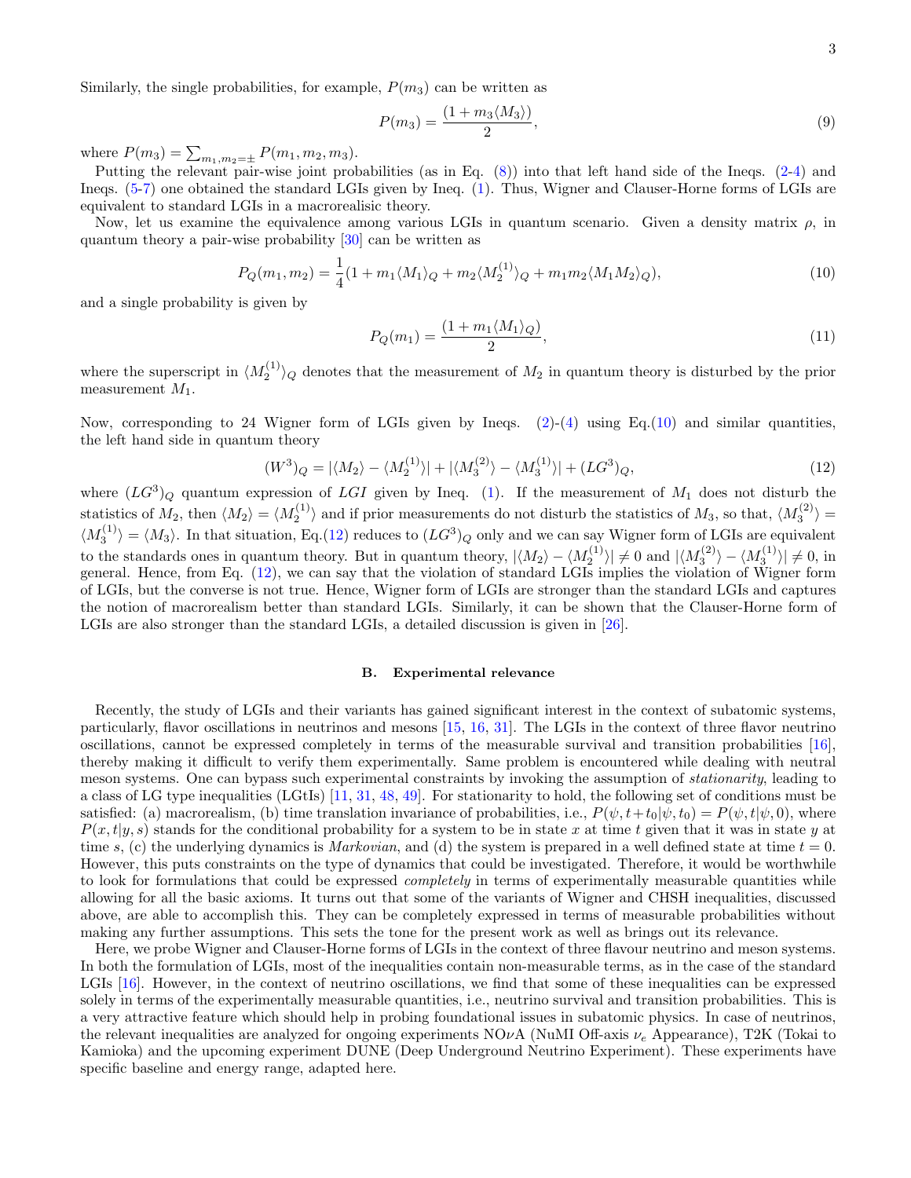Similarly, the single probabilities, for example, $P(m_3)$ can be written as

$$P(m_3) = \frac{(1 + m_3\langle M_3\rangle)}{2}, \tag{9}$$

where $P(m_3) = \sum_{m_1,m_2=\pm} P(m_1, m_2, m_3)$.

Putting the relevant pair-wise joint probabilities (as in Eq. (8)) into that left hand side of the Ineqs. (2-4) and Ineqs. (5-7) one obtained the standard LGIs given by Ineq. (1). Thus, Wigner and Clauser-Horne forms of LGIs are equivalent to standard LGIs in a macrorealisic theory.

Now, let us examine the equivalence among various LGIs in quantum scenario. Given a density matrix $\rho$, in quantum theory a pair-wise probability [30] can be written as

$$P_Q(m_1, m_2) = \frac{1}{4}(1 + m_1\langle M_1\rangle_Q + m_2\langle M_2^{(1)}\rangle_Q + m_1 m_2\langle M_1 M_2\rangle_Q), \tag{10}$$

and a single probability is given by

$$P_Q(m_1) = \frac{(1 + m_1\langle M_1\rangle_Q)}{2}, \tag{11}$$

where the superscript in $\langle M_2^{(1)}\rangle_Q$ denotes that the measurement of $M_2$ in quantum theory is disturbed by the prior measurement $M_1$.

Now, corresponding to 24 Wigner form of LGIs given by Ineqs. (2)-(4) using Eq.(10) and similar quantities, the left hand side in quantum theory

$$(W^3)_Q = |\langle M_2\rangle - \langle M_2^{(1)}\rangle| + |\langle M_3^{(2)}\rangle - \langle M_3^{(1)}\rangle| + (LG^3)_Q, \tag{12}$$

where $(LG^3)_Q$ quantum expression of $LGI$ given by Ineq. (1). If the measurement of $M_1$ does not disturb the statistics of $M_2$, then $\langle M_2\rangle = \langle M_2^{(1)}\rangle$ and if prior measurements do not disturb the statistics of $M_3$, so that, $\langle M_3^{(2)}\rangle = \langle M_3^{(1)}\rangle = \langle M_3\rangle$. In that situation, Eq.(12) reduces to $(LG^3)_Q$ only and we can say Wigner form of LGIs are equivalent to the standards ones in quantum theory. But in quantum theory, $|\langle M_2\rangle - \langle M_2^{(1)}\rangle| \neq 0$ and $|\langle M_3^{(2)}\rangle - \langle M_3^{(1)}\rangle| \neq 0$, in general. Hence, from Eq. (12), we can say that the violation of standard LGIs implies the violation of Wigner form of LGIs, but the converse is not true. Hence, Wigner form of LGIs are stronger than the standard LGIs and captures the notion of macrorealism better than standard LGIs. Similarly, it can be shown that the Clauser-Horne form of LGIs are also stronger than the standard LGIs, a detailed discussion is given in [26].

### B. Experimental relevance

Recently, the study of LGIs and their variants has gained significant interest in the context of subatomic systems, particularly, flavor oscillations in neutrinos and mesons [15, 16, 31]. The LGIs in the context of three flavor neutrino oscillations, cannot be expressed completely in terms of the measurable survival and transition probabilities [16], thereby making it difficult to verify them experimentally. Same problem is encountered while dealing with neutral meson systems. One can bypass such experimental constraints by invoking the assumption of *stationarity*, leading to a class of LG type inequalities (LGtIs) [11, 31, 48, 49]. For stationarity to hold, the following set of conditions must be satisfied: (a) macrorealism, (b) time translation invariance of probabilities, i.e., $P(\psi, t+t_0|\psi, t_0) = P(\psi, t|\psi, 0)$, where $P(x, t|y, s)$ stands for the conditional probability for a system to be in state $x$ at time $t$ given that it was in state $y$ at time $s$, (c) the underlying dynamics is *Markovian*, and (d) the system is prepared in a well defined state at time $t = 0$. However, this puts constraints on the type of dynamics that could be investigated. Therefore, it would be worthwhile to look for formulations that could be expressed *completely* in terms of experimentally measurable quantities while allowing for all the basic axioms. It turns out that some of the variants of Wigner and CHSH inequalities, discussed above, are able to accomplish this. They can be completely expressed in terms of measurable probabilities without making any further assumptions. This sets the tone for the present work as well as brings out its relevance.

Here, we probe Wigner and Clauser-Horne forms of LGIs in the context of three flavour neutrino and meson systems. In both the formulation of LGIs, most of the inequalities contain non-measurable terms, as in the case of the standard LGIs [16]. However, in the context of neutrino oscillations, we find that some of these inequalities can be expressed solely in terms of the experimentally measurable quantities, i.e., neutrino survival and transition probabilities. This is a very attractive feature which should help in probing foundational issues in subatomic physics. In case of neutrinos, the relevant inequalities are analyzed for ongoing experiments NO$\nu$A (NuMI Off-axis $\nu_e$ Appearance), T2K (Tokai to Kamioka) and the upcoming experiment DUNE (Deep Underground Neutrino Experiment). These experiments have specific baseline and energy range, adapted here.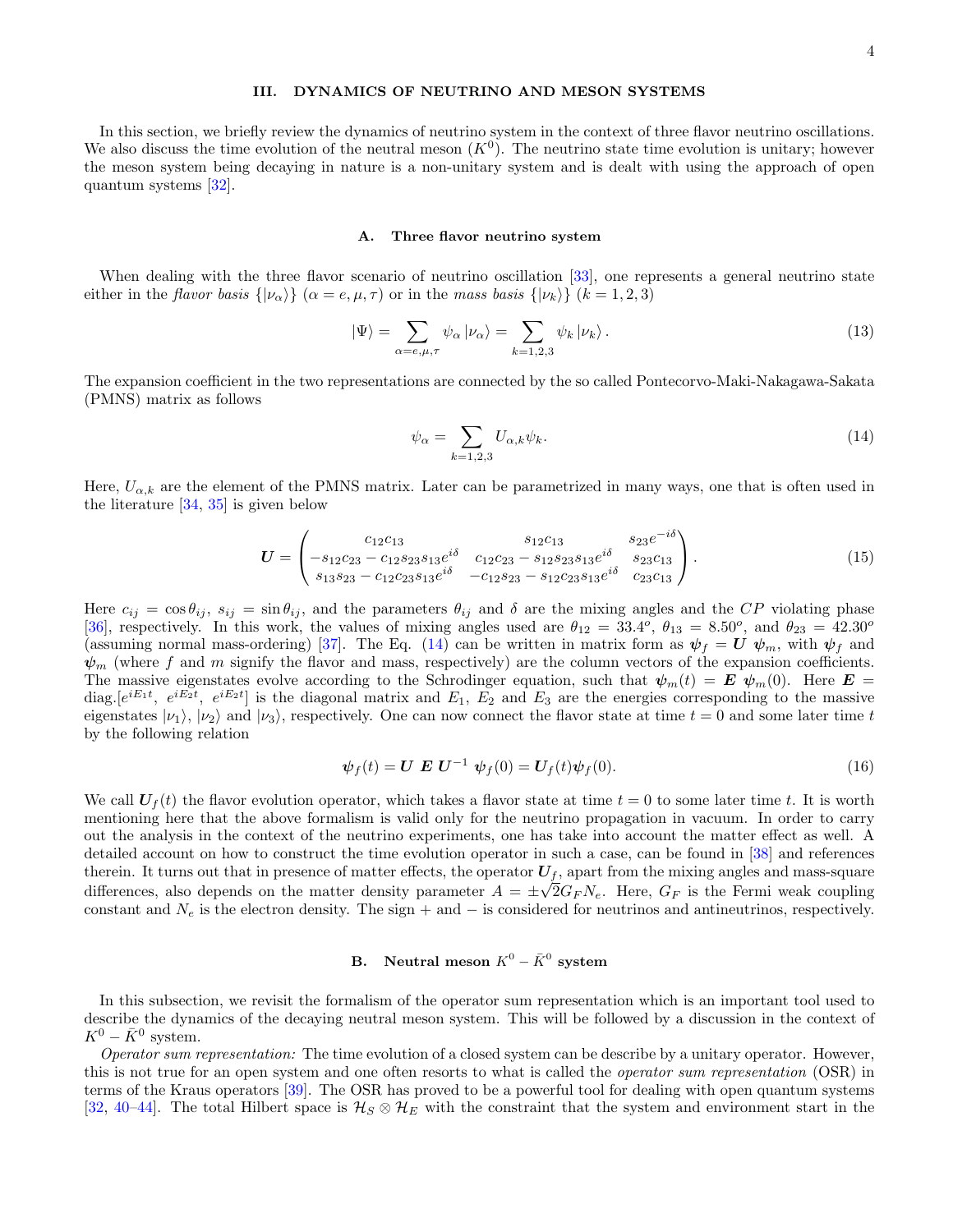## III. DYNAMICS OF NEUTRINO AND MESON SYSTEMS

In this section, we briefly review the dynamics of neutrino system in the context of three flavor neutrino oscillations. We also discuss the time evolution of the neutral meson ($K^0$). The neutrino state time evolution is unitary; however the meson system being decaying in nature is a non-unitary system and is dealt with using the approach of open quantum systems [32].

### A. Three flavor neutrino system

When dealing with the three flavor scenario of neutrino oscillation [33], one represents a general neutrino state either in the *flavor basis* $\{|\nu_\alpha\rangle\}$ $(\alpha = e, \mu, \tau)$ or in the *mass basis* $\{|\nu_k\rangle\}$ $(k = 1, 2, 3)$

$$|\Psi\rangle = \sum_{\alpha=e,\mu,\tau} \psi_\alpha |\nu_\alpha\rangle = \sum_{k=1,2,3} \psi_k |\nu_k\rangle . \tag{13}$$

The expansion coefficient in the two representations are connected by the so called Pontecorvo-Maki-Nakagawa-Sakata (PMNS) matrix as follows

$$\psi_\alpha = \sum_{k=1,2,3} U_{\alpha,k} \psi_k. \tag{14}$$

Here, $U_{\alpha,k}$ are the element of the PMNS matrix. Later can be parametrized in many ways, one that is often used in the literature [34, 35] is given below

$$\boldsymbol{U} = \begin{pmatrix} c_{12}c_{13} & s_{12}c_{13} & s_{23}e^{-i\delta} \\ -s_{12}c_{23} - c_{12}s_{23}s_{13}e^{i\delta} & c_{12}c_{23} - s_{12}s_{23}s_{13}e^{i\delta} & s_{23}c_{13} \\ s_{13}s_{23} - c_{12}c_{23}s_{13}e^{i\delta} & -c_{12}s_{23} - s_{12}c_{23}s_{13}e^{i\delta} & c_{23}c_{13} \end{pmatrix}. \tag{15}$$

Here $c_{ij} = \cos\theta_{ij}$, $s_{ij} = \sin\theta_{ij}$, and the parameters $\theta_{ij}$ and $\delta$ are the mixing angles and the $CP$ violating phase [36], respectively. In this work, the values of mixing angles used are $\theta_{12} = 33.4^o$, $\theta_{13} = 8.50^o$, and $\theta_{23} = 42.30^o$ (assuming normal mass-ordering) [37]. The Eq. (14) can be written in matrix form as $\boldsymbol{\psi}_f = \boldsymbol{U}\ \boldsymbol{\psi}_m$, with $\boldsymbol{\psi}_f$ and $\boldsymbol{\psi}_m$ (where $f$ and $m$ signify the flavor and mass, respectively) are the column vectors of the expansion coefficients. The massive eigenstates evolve according to the Schrodinger equation, such that $\boldsymbol{\psi}_m(t) = \boldsymbol{E}\ \boldsymbol{\psi}_m(0)$. Here $\boldsymbol{E} = \text{diag.}[e^{iE_1t},\ e^{iE_2t},\ e^{iE_2t}]$ is the diagonal matrix and $E_1$, $E_2$ and $E_3$ are the energies corresponding to the massive eigenstates $|\nu_1\rangle$, $|\nu_2\rangle$ and $|\nu_3\rangle$, respectively. One can now connect the flavor state at time $t = 0$ and some later time $t$ by the following relation

$$\boldsymbol{\psi}_f(t) = \boldsymbol{U}\ \boldsymbol{E}\ \boldsymbol{U}^{-1}\ \boldsymbol{\psi}_f(0) = \boldsymbol{U}_f(t)\boldsymbol{\psi}_f(0). \tag{16}$$

We call $\boldsymbol{U}_f(t)$ the flavor evolution operator, which takes a flavor state at time $t = 0$ to some later time $t$. It is worth mentioning here that the above formalism is valid only for the neutrino propagation in vacuum. In order to carry out the analysis in the context of the neutrino experiments, one has take into account the matter effect as well. A detailed account on how to construct the time evolution operator in such a case, can be found in [38] and references therein. It turns out that in presence of matter effects, the operator $\boldsymbol{U}_f$, apart from the mixing angles and mass-square differences, also depends on the matter density parameter $A = \pm\sqrt{2}G_F N_e$. Here, $G_F$ is the Fermi weak coupling constant and $N_e$ is the electron density. The sign $+$ and $-$ is considered for neutrinos and antineutrinos, respectively.

### B. Neutral meson $K^0 - \bar{K}^0$ system

In this subsection, we revisit the formalism of the operator sum representation which is an important tool used to describe the dynamics of the decaying neutral meson system. This will be followed by a discussion in the context of $K^0 - \bar{K}^0$ system.

*Operator sum representation:* The time evolution of a closed system can be describe by a unitary operator. However, this is not true for an open system and one often resorts to what is called the *operator sum representation* (OSR) in terms of the Kraus operators [39]. The OSR has proved to be a powerful tool for dealing with open quantum systems [32, 40–44]. The total Hilbert space is $\mathcal{H}_S \otimes \mathcal{H}_E$ with the constraint that the system and environment start in the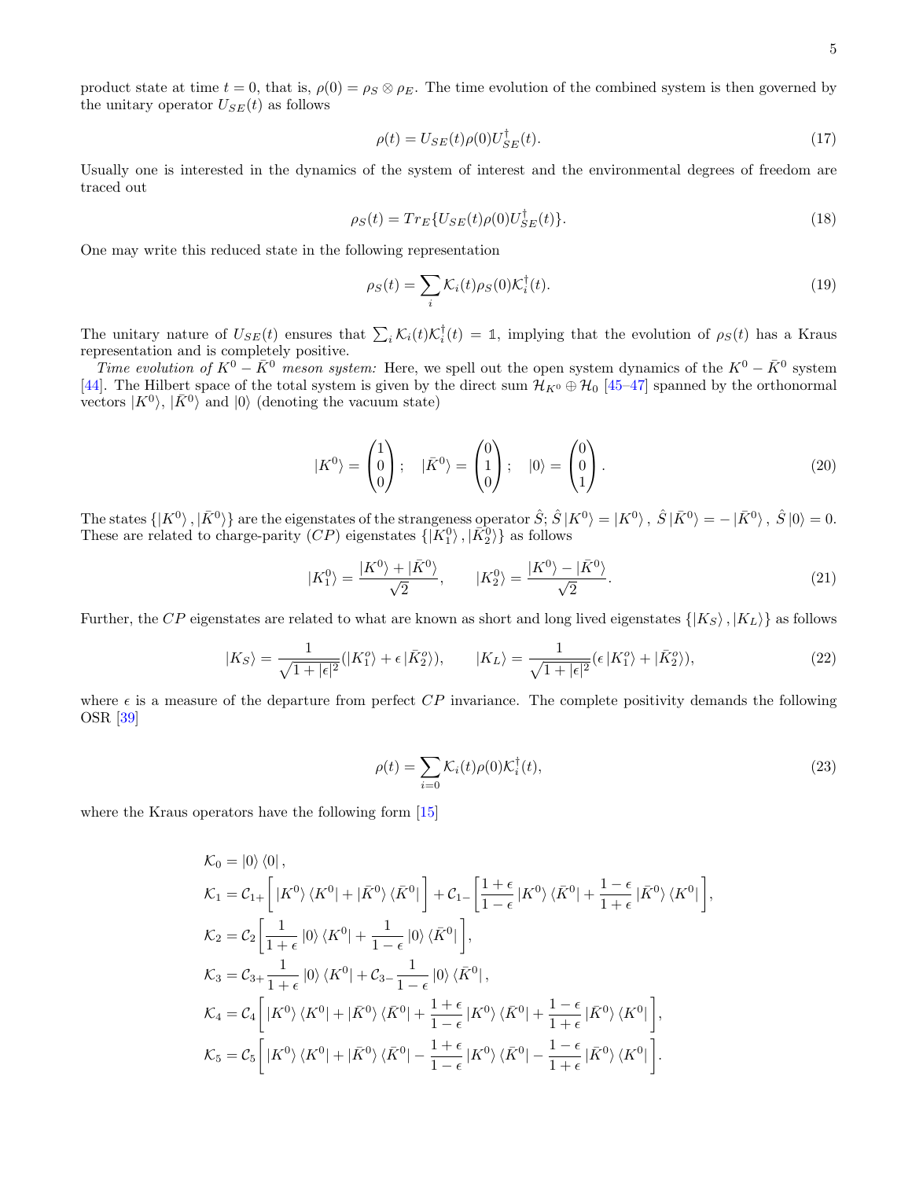product state at time $t = 0$, that is, $\rho(0) = \rho_S \otimes \rho_E$. The time evolution of the combined system is then governed by the unitary operator $U_{SE}(t)$ as follows

$$\rho(t) = U_{SE}(t)\rho(0)U_{SE}^{\dagger}(t). \tag{17}$$

Usually one is interested in the dynamics of the system of interest and the environmental degrees of freedom are traced out

$$\rho_S(t) = Tr_E\{U_{SE}(t)\rho(0)U_{SE}^{\dagger}(t)\}. \tag{18}$$

One may write this reduced state in the following representation

$$\rho_S(t) = \sum_i \mathcal{K}_i(t)\rho_S(0)\mathcal{K}_i^{\dagger}(t). \tag{19}$$

The unitary nature of $U_{SE}(t)$ ensures that $\sum_i \mathcal{K}_i(t)\mathcal{K}_i^{\dagger}(t) = \mathbb{1}$, implying that the evolution of $\rho_S(t)$ has a Kraus representation and is completely positive.

*Time evolution of $K^0 - \bar{K}^0$ meson system:* Here, we spell out the open system dynamics of the $K^0 - \bar{K}^0$ system [44]. The Hilbert space of the total system is given by the direct sum $\mathcal{H}_{K^0} \oplus \mathcal{H}_0$ [45–47] spanned by the orthonormal vectors $|K^0\rangle$, $|\bar{K}^0\rangle$ and $|0\rangle$ (denoting the vacuum state)

$$|K^0\rangle = \begin{pmatrix} 1 \\ 0 \\ 0 \end{pmatrix}; \quad |\bar{K}^0\rangle = \begin{pmatrix} 0 \\ 1 \\ 0 \end{pmatrix}; \quad |0\rangle = \begin{pmatrix} 0 \\ 0 \\ 1 \end{pmatrix}. \tag{20}$$

The states $\{|K^0\rangle, |\bar{K}^0\rangle\}$ are the eigenstates of the strangeness operator $\hat{S}$; $\hat{S}|K^0\rangle = |K^0\rangle$, $\hat{S}|\bar{K}^0\rangle = -|\bar{K}^0\rangle$, $\hat{S}|0\rangle = 0$. These are related to charge-parity ($CP$) eigenstates $\{|K_1^0\rangle, |\bar{K}_2^0\rangle\}$ as follows

$$|K_1^0\rangle = \frac{|K^0\rangle + |\bar{K}^0\rangle}{\sqrt{2}}, \qquad |K_2^0\rangle = \frac{|K^0\rangle - |\bar{K}^0\rangle}{\sqrt{2}}. \tag{21}$$

Further, the $CP$ eigenstates are related to what are known as short and long lived eigenstates $\{|K_S\rangle, |K_L\rangle\}$ as follows

$$|K_S\rangle = \frac{1}{\sqrt{1+|\epsilon|^2}}(|K_1^o\rangle + \epsilon\,|\bar{K}_2^o\rangle), \qquad |K_L\rangle = \frac{1}{\sqrt{1+|\epsilon|^2}}(\epsilon\,|K_1^o\rangle + |\bar{K}_2^o\rangle), \tag{22}$$

where $\epsilon$ is a measure of the departure from perfect $CP$ invariance. The complete positivity demands the following OSR [39]

$$\rho(t) = \sum_{i=0} \mathcal{K}_i(t)\rho(0)\mathcal{K}_i^{\dagger}(t), \tag{23}$$

where the Kraus operators have the following form [15]

$$\begin{aligned}
\mathcal{K}_0 &= |0\rangle\langle 0|, \\
\mathcal{K}_1 &= \mathcal{C}_{1+}\Big[|K^0\rangle\langle K^0| + |\bar{K}^0\rangle\langle\bar{K}^0|\Big] + \mathcal{C}_{1-}\Big[\frac{1+\epsilon}{1-\epsilon}|K^0\rangle\langle\bar{K}^0| + \frac{1-\epsilon}{1+\epsilon}|\bar{K}^0\rangle\langle K^0|\Big], \\
\mathcal{K}_2 &= \mathcal{C}_2\Big[\frac{1}{1+\epsilon}|0\rangle\langle K^0| + \frac{1}{1-\epsilon}|0\rangle\langle\bar{K}^0|\Big], \\
\mathcal{K}_3 &= \mathcal{C}_{3+}\frac{1}{1+\epsilon}|0\rangle\langle K^0| + \mathcal{C}_{3-}\frac{1}{1-\epsilon}|0\rangle\langle\bar{K}^0|, \\
\mathcal{K}_4 &= \mathcal{C}_4\Big[|K^0\rangle\langle K^0| + |\bar{K}^0\rangle\langle\bar{K}^0| + \frac{1+\epsilon}{1-\epsilon}|K^0\rangle\langle\bar{K}^0| + \frac{1-\epsilon}{1+\epsilon}|\bar{K}^0\rangle\langle K^0|\Big], \\
\mathcal{K}_5 &= \mathcal{C}_5\Big[|K^0\rangle\langle K^0| + |\bar{K}^0\rangle\langle\bar{K}^0| - \frac{1+\epsilon}{1-\epsilon}|K^0\rangle\langle\bar{K}^0| - \frac{1-\epsilon}{1+\epsilon}|\bar{K}^0\rangle\langle K^0|\Big].
\end{aligned}$$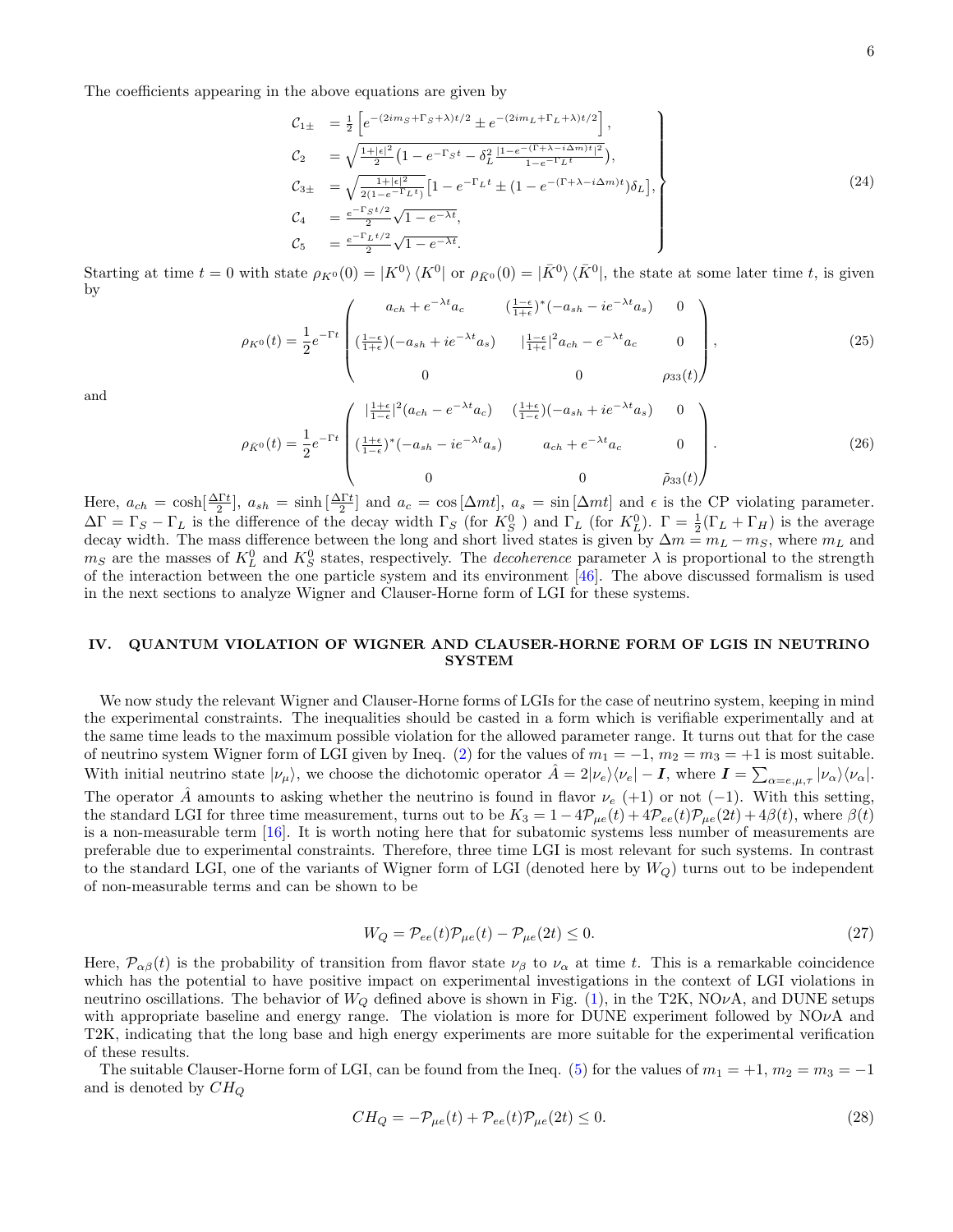The coefficients appearing in the above equations are given by

$$
\left.\begin{aligned}
\mathcal{C}_{1\pm} &= \frac{1}{2}\left[e^{-(2im_S+\Gamma_S+\lambda)t/2} \pm e^{-(2im_L+\Gamma_L+\lambda)t/2}\right],\\
\mathcal{C}_2 &= \sqrt{\frac{1+|\epsilon|^2}{2}\left(1-e^{-\Gamma_S t}-\delta_L^2\frac{|1-e^{-(\Gamma+\lambda-i\Delta m)t}|^2}{1-e^{-\Gamma_L t}}\right)},\\
\mathcal{C}_{3\pm} &= \sqrt{\frac{1+|\epsilon|^2}{2(1-e^{-\Gamma_L t})}}\left[1-e^{-\Gamma_L t} \pm (1-e^{-(\Gamma+\lambda-i\Delta m)t})\delta_L\right],\\
\mathcal{C}_4 &= \frac{e^{-\Gamma_S t/2}}{2}\sqrt{1-e^{-\lambda t}},\\
\mathcal{C}_5 &= \frac{e^{-\Gamma_L t/2}}{2}\sqrt{1-e^{-\lambda t}}.
\end{aligned}\right\} \tag{24}
$$

Starting at time $t=0$ with state $\rho_{K^0}(0) = |K^0\rangle\langle K^0|$ or $\rho_{\bar{K}^0}(0) = |\bar{K}^0\rangle\langle\bar{K}^0|$, the state at some later time $t$, is given by

$$
\rho_{K^0}(t) = \frac{1}{2}e^{-\Gamma t}\begin{pmatrix} a_{ch}+e^{-\lambda t}a_c & (\frac{1-\epsilon}{1+\epsilon})^*(-a_{sh}-ie^{-\lambda t}a_s) & 0\\ (\frac{1-\epsilon}{1+\epsilon})(-a_{sh}+ie^{-\lambda t}a_s) & |\frac{1-\epsilon}{1+\epsilon}|^2 a_{ch}-e^{-\lambda t}a_c & 0\\ 0 & 0 & \rho_{33}(t)\end{pmatrix}, \tag{25}
$$

and

$$
\rho_{\bar{K}^0}(t) = \frac{1}{2}e^{-\Gamma t}\begin{pmatrix} |\frac{1+\epsilon}{1-\epsilon}|^2(a_{ch}-e^{-\lambda t}a_c) & (\frac{1+\epsilon}{1-\epsilon})(-a_{sh}+ie^{-\lambda t}a_s) & 0\\ (\frac{1+\epsilon}{1-\epsilon})^*(-a_{sh}-ie^{-\lambda t}a_s) & a_{ch}+e^{-\lambda t}a_c & 0\\ 0 & 0 & \tilde{\rho}_{33}(t)\end{pmatrix}. \tag{26}
$$

Here, $a_{ch}=\cosh[\frac{\Delta\Gamma t}{2}]$, $a_{sh}=\sinh[\frac{\Delta\Gamma t}{2}]$ and $a_c=\cos[\Delta m t]$, $a_s=\sin[\Delta m t]$ and $\epsilon$ is the CP violating parameter. $\Delta\Gamma=\Gamma_S-\Gamma_L$ is the difference of the decay width $\Gamma_S$ (for $K_S^0$ ) and $\Gamma_L$ (for $K_L^0$). $\Gamma=\frac{1}{2}(\Gamma_L+\Gamma_H)$ is the average decay width. The mass difference between the long and short lived states is given by $\Delta m = m_L - m_S$, where $m_L$ and $m_S$ are the masses of $K_L^0$ and $K_S^0$ states, respectively. The *decoherence* parameter $\lambda$ is proportional to the strength of the interaction between the one particle system and its environment [46]. The above discussed formalism is used in the next sections to analyze Wigner and Clauser-Horne form of LGI for these systems.

## IV. QUANTUM VIOLATION OF WIGNER AND CLAUSER-HORNE FORM OF LGIS IN NEUTRINO SYSTEM

We now study the relevant Wigner and Clauser-Horne forms of LGIs for the case of neutrino system, keeping in mind the experimental constraints. The inequalities should be casted in a form which is verifiable experimentally and at the same time leads to the maximum possible violation for the allowed parameter range. It turns out that for the case of neutrino system Wigner form of LGI given by Ineq. (2) for the values of $m_1=-1$, $m_2=m_3=+1$ is most suitable. With initial neutrino state $|\nu_\mu\rangle$, we choose the dichotomic operator $\hat{A}=2|\nu_e\rangle\langle\nu_e|-\boldsymbol{I}$, where $\boldsymbol{I}=\sum_{\alpha=e,\mu,\tau}|\nu_\alpha\rangle\langle\nu_\alpha|$. The operator $\hat{A}$ amounts to asking whether the neutrino is found in flavor $\nu_e$ (+1) or not (−1). With this setting, the standard LGI for three time measurement, turns out to be $K_3 = 1-4\mathcal{P}_{\mu e}(t)+4\mathcal{P}_{ee}(t)\mathcal{P}_{\mu e}(2t)+4\beta(t)$, where $\beta(t)$ is a non-measurable term [16]. It is worth noting here that for subatomic systems less number of measurements are preferable due to experimental constraints. Therefore, three time LGI is most relevant for such systems. In contrast to the standard LGI, one of the variants of Wigner form of LGI (denoted here by $W_Q$) turns out to be independent of non-measurable terms and can be shown to be

$$
W_Q = \mathcal{P}_{ee}(t)\mathcal{P}_{\mu e}(t) - \mathcal{P}_{\mu e}(2t) \leq 0. \tag{27}
$$

Here, $\mathcal{P}_{\alpha\beta}(t)$ is the probability of transition from flavor state $\nu_\beta$ to $\nu_\alpha$ at time $t$. This is a remarkable coincidence which has the potential to have positive impact on experimental investigations in the context of LGI violations in neutrino oscillations. The behavior of $W_Q$ defined above is shown in Fig. (1), in the T2K, NO$\nu$A, and DUNE setups with appropriate baseline and energy range. The violation is more for DUNE experiment followed by NO$\nu$A and T2K, indicating that the long base and high energy experiments are more suitable for the experimental verification of these results.

The suitable Clauser-Horne form of LGI, can be found from the Ineq. (5) for the values of $m_1=+1$, $m_2=m_3=-1$ and is denoted by $CH_Q$

$$
CH_Q = -\mathcal{P}_{\mu e}(t) + \mathcal{P}_{ee}(t)\mathcal{P}_{\mu e}(2t) \leq 0. \tag{28}
$$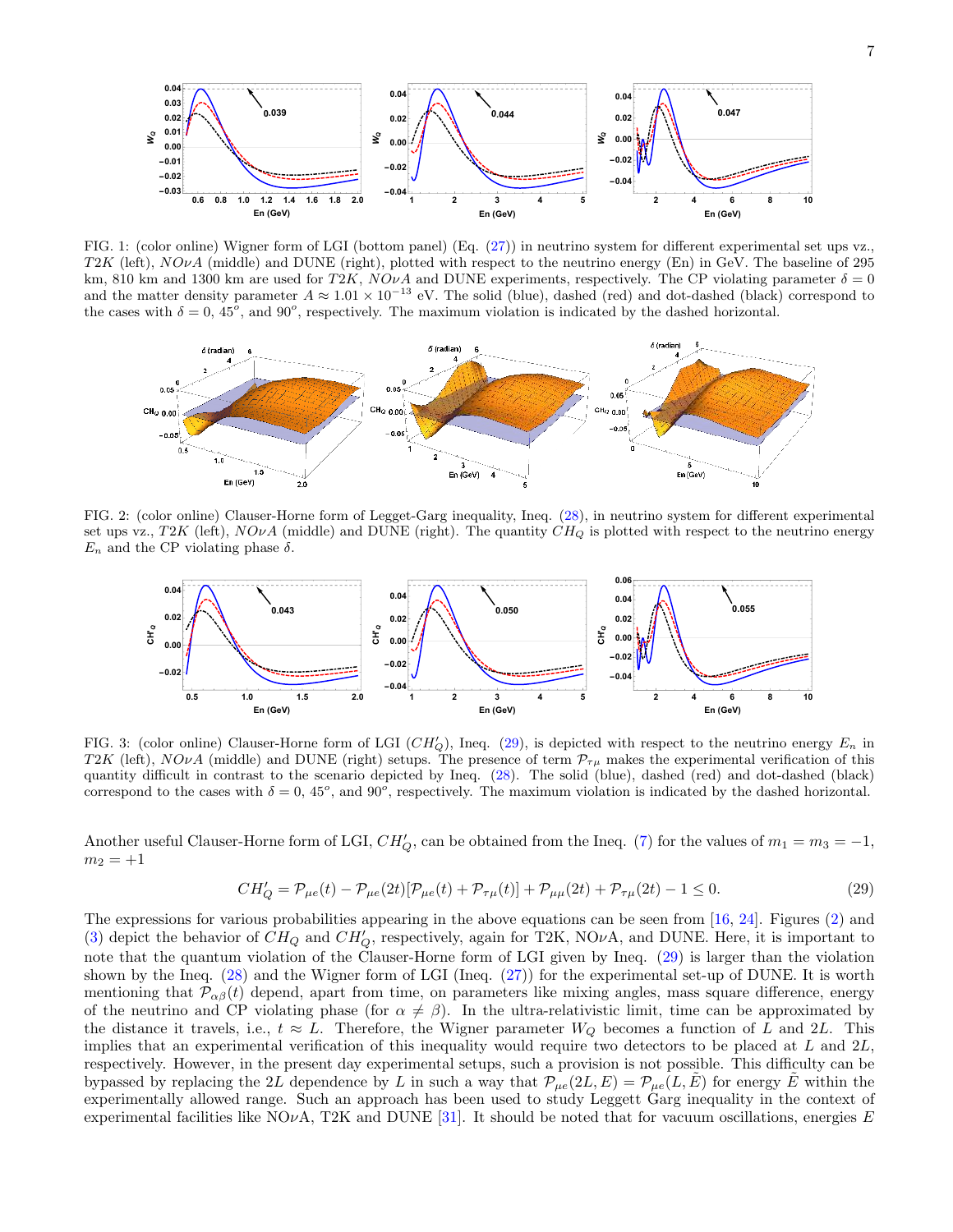FIG. 1: (color online) Wigner form of LGI (bottom panel) (Eq. (27)) in neutrino system for different experimental set ups vz., $T2K$ (left), $NO\nu A$ (middle) and DUNE (right), plotted with respect to the neutrino energy (En) in GeV. The baseline of 295 km, 810 km and 1300 km are used for $T2K$, $NO\nu A$ and DUNE experiments, respectively. The CP violating parameter $\delta = 0$ and the matter density parameter $A \approx 1.01 \times 10^{-13}$ eV. The solid (blue), dashed (red) and dot-dashed (black) correspond to the cases with $\delta = 0$, $45^o$, and $90^o$, respectively. The maximum violation is indicated by the dashed horizontal.

FIG. 2: (color online) Clauser-Horne form of Legget-Garg inequality, Ineq. (28), in neutrino system for different experimental set ups vz., $T2K$ (left), $NO\nu A$ (middle) and DUNE (right). The quantity $CH_Q$ is plotted with respect to the neutrino energy $E_n$ and the CP violating phase $\delta$.

FIG. 3: (color online) Clauser-Horne form of LGI ($CH_Q'$), Ineq. (29), is depicted with respect to the neutrino energy $E_n$ in $T2K$ (left), $NO\nu A$ (middle) and DUNE (right) setups. The presence of term $\mathcal{P}_{\tau\mu}$ makes the experimental verification of this quantity difficult in contrast to the scenario depicted by Ineq. (28). The solid (blue), dashed (red) and dot-dashed (black) correspond to the cases with $\delta = 0$, $45^o$, and $90^o$, respectively. The maximum violation is indicated by the dashed horizontal.

Another useful Clauser-Horne form of LGI, $CH_Q'$, can be obtained from the Ineq. (7) for the values of $m_1 = m_3 = -1$, $m_2 = +1$

$$CH_Q' = \mathcal{P}_{\mu e}(t) - \mathcal{P}_{\mu e}(2t)[\mathcal{P}_{\mu e}(t) + \mathcal{P}_{\tau\mu}(t)] + \mathcal{P}_{\mu\mu}(2t) + \mathcal{P}_{\tau\mu}(2t) - 1 \leq 0. \tag{29}$$

The expressions for various probabilities appearing in the above equations can be seen from [16, 24]. Figures (2) and (3) depict the behavior of $CH_Q$ and $CH_Q'$, respectively, again for T2K, NO$\nu$A, and DUNE. Here, it is important to note that the quantum violation of the Clauser-Horne form of LGI given by Ineq. (29) is larger than the violation shown by the Ineq. (28) and the Wigner form of LGI (Ineq. (27)) for the experimental set-up of DUNE. It is worth mentioning that $\mathcal{P}_{\alpha\beta}(t)$ depend, apart from time, on parameters like mixing angles, mass square difference, energy of the neutrino and CP violating phase (for $\alpha \neq \beta$). In the ultra-relativistic limit, time can be approximated by the distance it travels, i.e., $t \approx L$. Therefore, the Wigner parameter $W_Q$ becomes a function of $L$ and $2L$. This implies that an experimental verification of this inequality would require two detectors to be placed at $L$ and $2L$, respectively. However, in the present day experimental setups, such a provision is not possible. This difficulty can be bypassed by replacing the $2L$ dependence by $L$ in such a way that $\mathcal{P}_{\mu e}(2L, E) = \mathcal{P}_{\mu e}(L, \tilde{E})$ for energy $\tilde{E}$ within the experimentally allowed range. Such an approach has been used to study Leggett Garg inequality in the context of experimental facilities like NO$\nu$A, T2K and DUNE [31]. It should be noted that for vacuum oscillations, energies $E$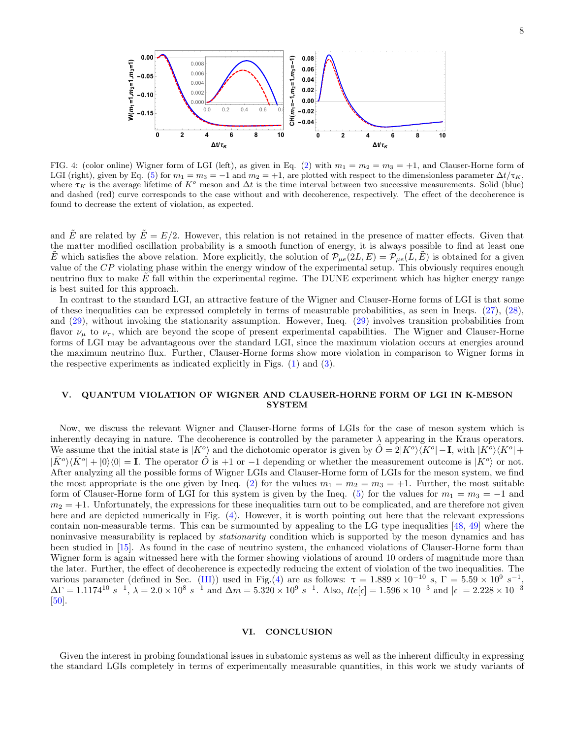FIG. 4: (color online) Wigner form of LGI (left), as given in Eq. (2) with $m_1 = m_2 = m_3 = +1$, and Clauser-Horne form of LGI (right), given by Eq. (5) for $m_1 = m_3 = -1$ and $m_2 = +1$, are plotted with respect to the dimensionless parameter $\Delta t/\tau_K$, where $\tau_K$ is the average lifetime of $K^o$ meson and $\Delta t$ is the time interval between two successive measurements. Solid (blue) and dashed (red) curve corresponds to the case without and with decoherence, respectively. The effect of the decoherence is found to decrease the extent of violation, as expected.

and $\tilde{E}$ are related by $\tilde{E} = E/2$. However, this relation is not retained in the presence of matter effects. Given that the matter modified oscillation probability is a smooth function of energy, it is always possible to find at least one $\tilde{E}$ which satisfies the above relation. More explicitly, the solution of $\mathcal{P}_{\mu e}(2L, E) = \mathcal{P}_{\mu e}(L, \tilde{E})$ is obtained for a given value of the $CP$ violating phase within the energy window of the experimental setup. This obviously requires enough neutrino flux to make $\tilde{E}$ fall within the experimental regime. The DUNE experiment which has higher energy range is best suited for this approach.

In contrast to the standard LGI, an attractive feature of the Wigner and Clauser-Horne forms of LGI is that some of these inequalities can be expressed completely in terms of measurable probabilities, as seen in Ineqs. (27), (28), and (29), without invoking the stationarity assumption. However, Ineq. (29) involves transition probabilities from flavor $\nu_\mu$ to $\nu_\tau$, which are beyond the scope of present experimental capabilities. The Wigner and Clauser-Horne forms of LGI may be advantageous over the standard LGI, since the maximum violation occurs at energies around the maximum neutrino flux. Further, Clauser-Horne forms show more violation in comparison to Wigner forms in the respective experiments as indicated explicitly in Figs. (1) and (3).

## V. QUANTUM VIOLATION OF WIGNER AND CLAUSER-HORNE FORM OF LGI IN K-MESON SYSTEM

Now, we discuss the relevant Wigner and Clauser-Horne forms of LGIs for the case of meson system which is inherently decaying in nature. The decoherence is controlled by the parameter $\lambda$ appearing in the Kraus operators. We assume that the initial state is $|K^o\rangle$ and the dichotomic operator is given by $\hat{O} = 2|K^o\rangle\langle K^o| - \mathbf{I}$, with $|K^o\rangle\langle K^o| + |\bar{K}^o\rangle\langle\bar{K}^o| + |0\rangle\langle 0| = \mathbf{I}$. The operator $\hat{O}$ is $+1$ or $-1$ depending or whether the measurement outcome is $|K^o\rangle$ or not. After analyzing all the possible forms of Wigner LGIs and Clauser-Horne form of LGIs for the meson system, we find the most appropriate is the one given by Ineq. (2) for the values $m_1 = m_2 = m_3 = +1$. Further, the most suitable form of Clauser-Horne form of LGI for this system is given by the Ineq. (5) for the values for $m_1 = m_3 = -1$ and $m_2 = +1$. Unfortunately, the expressions for these inequalities turn out to be complicated, and are therefore not given here and are depicted numerically in Fig. (4). However, it is worth pointing out here that the relevant expressions contain non-measurable terms. This can be surmounted by appealing to the LG type inequalities [48, 49] where the noninvasive measurability is replaced by *stationarity* condition which is supported by the meson dynamics and has been studied in [15]. As found in the case of neutrino system, the enhanced violations of Clauser-Horne form than Wigner form is again witnessed here with the former showing violations of around 10 orders of magnitude more than the later. Further, the effect of decoherence is expectedly reducing the extent of violation of the two inequalities. The various parameter (defined in Sec. (III)) used in Fig.(4) are as follows: $\tau = 1.889 \times 10^{-10}$ $s$, $\Gamma = 5.59 \times 10^9$ $s^{-1}$, $\Delta\Gamma = 1.1174^{10}$ $s^{-1}$, $\lambda = 2.0 \times 10^8$ $s^{-1}$ and $\Delta m = 5.320 \times 10^9$ $s^{-1}$. Also, $Re[\epsilon] = 1.596 \times 10^{-3}$ and $|\epsilon| = 2.228 \times 10^{-3}$ [50].

## VI. CONCLUSION

Given the interest in probing foundational issues in subatomic systems as well as the inherent difficulty in expressing the standard LGIs completely in terms of experimentally measurable quantities, in this work we study variants of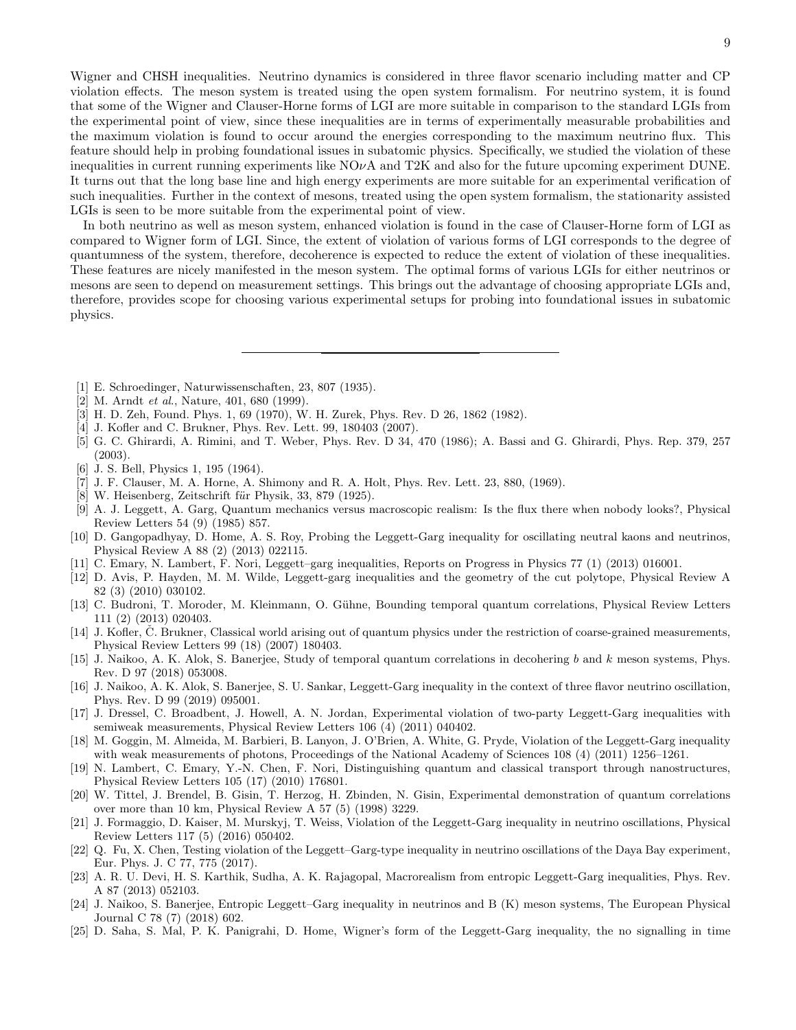Wigner and CHSH inequalities. Neutrino dynamics is considered in three flavor scenario including matter and CP violation effects. The meson system is treated using the open system formalism. For neutrino system, it is found that some of the Wigner and Clauser-Horne forms of LGI are more suitable in comparison to the standard LGIs from the experimental point of view, since these inequalities are in terms of experimentally measurable probabilities and the maximum violation is found to occur around the energies corresponding to the maximum neutrino flux. This feature should help in probing foundational issues in subatomic physics. Specifically, we studied the violation of these inequalities in current running experiments like NO$\nu$A and T2K and also for the future upcoming experiment DUNE. It turns out that the long base line and high energy experiments are more suitable for an experimental verification of such inequalities. Further in the context of mesons, treated using the open system formalism, the stationarity assisted LGIs is seen to be more suitable from the experimental point of view.

In both neutrino as well as meson system, enhanced violation is found in the case of Clauser-Horne form of LGI as compared to Wigner form of LGI. Since, the extent of violation of various forms of LGI corresponds to the degree of quantumness of the system, therefore, decoherence is expected to reduce the extent of violation of these inequalities. These features are nicely manifested in the meson system. The optimal forms of various LGIs for either neutrinos or mesons are seen to depend on measurement settings. This brings out the advantage of choosing appropriate LGIs and, therefore, provides scope for choosing various experimental setups for probing into foundational issues in subatomic physics.

---

[1] E. Schroedinger, Naturwissenschaften, 23, 807 (1935).
[2] M. Arndt *et al.*, Nature, 401, 680 (1999).
[3] H. D. Zeh, Found. Phys. 1, 69 (1970), W. H. Zurek, Phys. Rev. D 26, 1862 (1982).
[4] J. Kofler and C. Brukner, Phys. Rev. Lett. 99, 180403 (2007).
[5] G. C. Ghirardi, A. Rimini, and T. Weber, Phys. Rev. D 34, 470 (1986); A. Bassi and G. Ghirardi, Phys. Rep. 379, 257 (2003).
[6] J. S. Bell, Physics 1, 195 (1964).
[7] J. F. Clauser, M. A. Horne, A. Shimony and R. A. Holt, Phys. Rev. Lett. 23, 880, (1969).
[8] W. Heisenberg, Zeitschrift für Physik, 33, 879 (1925).
[9] A. J. Leggett, A. Garg, Quantum mechanics versus macroscopic realism: Is the flux there when nobody looks?, Physical Review Letters 54 (9) (1985) 857.
[10] D. Gangopadhyay, D. Home, A. S. Roy, Probing the Leggett-Garg inequality for oscillating neutral kaons and neutrinos, Physical Review A 88 (2) (2013) 022115.
[11] C. Emary, N. Lambert, F. Nori, Leggett–garg inequalities, Reports on Progress in Physics 77 (1) (2013) 016001.
[12] D. Avis, P. Hayden, M. M. Wilde, Leggett-garg inequalities and the geometry of the cut polytope, Physical Review A 82 (3) (2010) 030102.
[13] C. Budroni, T. Moroder, M. Kleinmann, O. Gühne, Bounding temporal quantum correlations, Physical Review Letters 111 (2) (2013) 020403.
[14] J. Kofler, Č. Brukner, Classical world arising out of quantum physics under the restriction of coarse-grained measurements, Physical Review Letters 99 (18) (2007) 180403.
[15] J. Naikoo, A. K. Alok, S. Banerjee, Study of temporal quantum correlations in decohering $b$ and $k$ meson systems, Phys. Rev. D 97 (2018) 053008.
[16] J. Naikoo, A. K. Alok, S. Banerjee, S. U. Sankar, Leggett-Garg inequality in the context of three flavor neutrino oscillation, Phys. Rev. D 99 (2019) 095001.
[17] J. Dressel, C. Broadbent, J. Howell, A. N. Jordan, Experimental violation of two-party Leggett-Garg inequalities with semiweak measurements, Physical Review Letters 106 (4) (2011) 040402.
[18] M. Goggin, M. Almeida, M. Barbieri, B. Lanyon, J. O'Brien, A. White, G. Pryde, Violation of the Leggett-Garg inequality with weak measurements of photons, Proceedings of the National Academy of Sciences 108 (4) (2011) 1256–1261.
[19] N. Lambert, C. Emary, Y.-N. Chen, F. Nori, Distinguishing quantum and classical transport through nanostructures, Physical Review Letters 105 (17) (2010) 176801.
[20] W. Tittel, J. Brendel, B. Gisin, T. Herzog, H. Zbinden, N. Gisin, Experimental demonstration of quantum correlations over more than 10 km, Physical Review A 57 (5) (1998) 3229.
[21] J. Formaggio, D. Kaiser, M. Murskyj, T. Weiss, Violation of the Leggett-Garg inequality in neutrino oscillations, Physical Review Letters 117 (5) (2016) 050402.
[22] Q. Fu, X. Chen, Testing violation of the Leggett–Garg-type inequality in neutrino oscillations of the Daya Bay experiment, Eur. Phys. J. C 77, 775 (2017).
[23] A. R. U. Devi, H. S. Karthik, Sudha, A. K. Rajagopal, Macrorealism from entropic Leggett-Garg inequalities, Phys. Rev. A 87 (2013) 052103.
[24] J. Naikoo, S. Banerjee, Entropic Leggett–Garg inequality in neutrinos and B (K) meson systems, The European Physical Journal C 78 (7) (2018) 602.
[25] D. Saha, S. Mal, P. K. Panigrahi, D. Home, Wigner's form of the Leggett-Garg inequality, the no signalling in time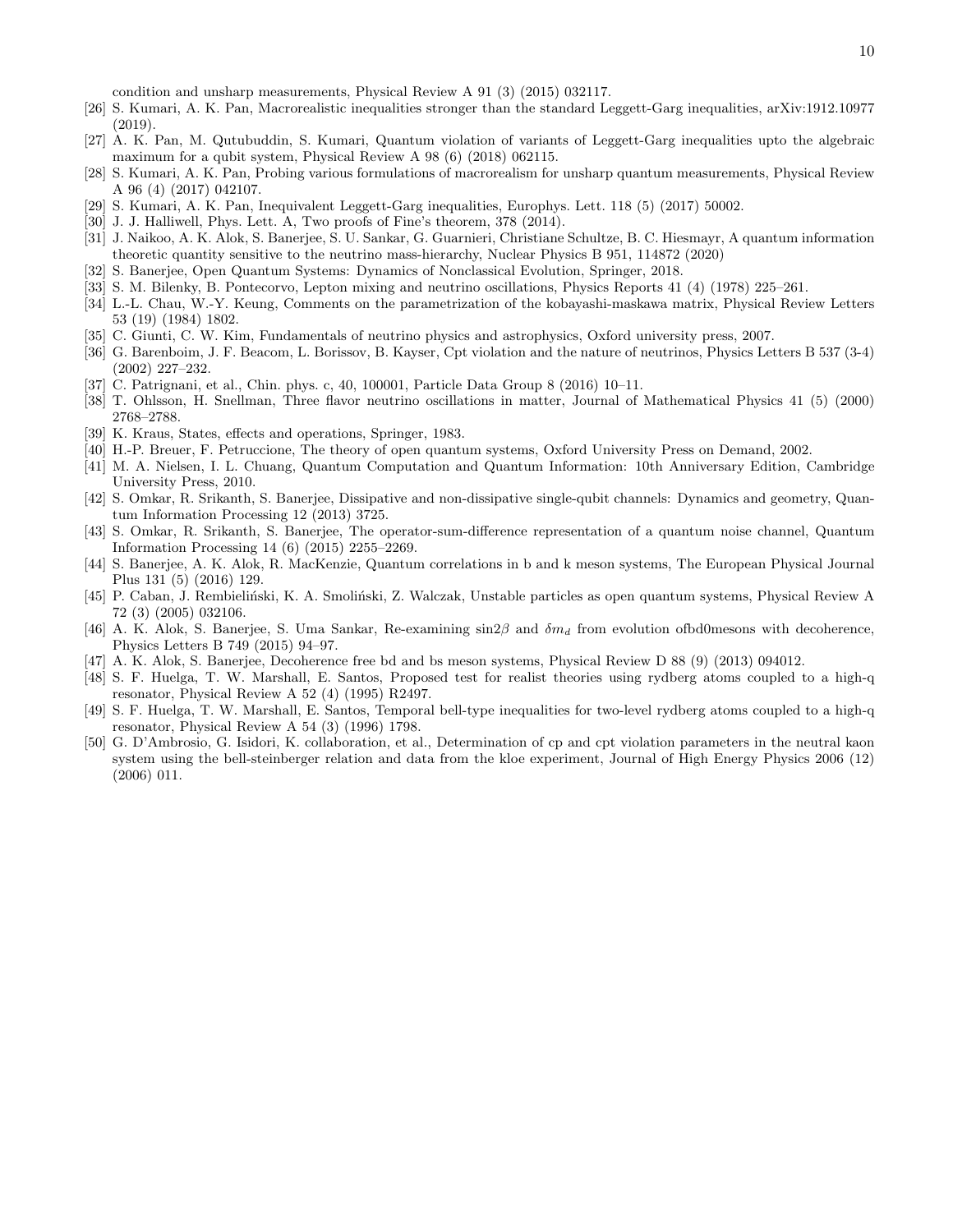condition and unsharp measurements, Physical Review A 91 (3) (2015) 032117.

[26] S. Kumari, A. K. Pan, Macrorealistic inequalities stronger than the standard Leggett-Garg inequalities, arXiv:1912.10977 (2019).

[27] A. K. Pan, M. Qutubuddin, S. Kumari, Quantum violation of variants of Leggett-Garg inequalities upto the algebraic maximum for a qubit system, Physical Review A 98 (6) (2018) 062115.

[28] S. Kumari, A. K. Pan, Probing various formulations of macrorealism for unsharp quantum measurements, Physical Review A 96 (4) (2017) 042107.

[29] S. Kumari, A. K. Pan, Inequivalent Leggett-Garg inequalities, Europhys. Lett. 118 (5) (2017) 50002.

[30] J. J. Halliwell, Phys. Lett. A, Two proofs of Fine's theorem, 378 (2014).

[31] J. Naikoo, A. K. Alok, S. Banerjee, S. U. Sankar, G. Guarnieri, Christiane Schultze, B. C. Hiesmayr, A quantum information theoretic quantity sensitive to the neutrino mass-hierarchy, Nuclear Physics B 951, 114872 (2020)

[32] S. Banerjee, Open Quantum Systems: Dynamics of Nonclassical Evolution, Springer, 2018.

[33] S. M. Bilenky, B. Pontecorvo, Lepton mixing and neutrino oscillations, Physics Reports 41 (4) (1978) 225–261.

[34] L.-L. Chau, W.-Y. Keung, Comments on the parametrization of the kobayashi-maskawa matrix, Physical Review Letters 53 (19) (1984) 1802.

[35] C. Giunti, C. W. Kim, Fundamentals of neutrino physics and astrophysics, Oxford university press, 2007.

[36] G. Barenboim, J. F. Beacom, L. Borissov, B. Kayser, Cpt violation and the nature of neutrinos, Physics Letters B 537 (3-4) (2002) 227–232.

[37] C. Patrignani, et al., Chin. phys. c, 40, 100001, Particle Data Group 8 (2016) 10–11.

[38] T. Ohlsson, H. Snellman, Three flavor neutrino oscillations in matter, Journal of Mathematical Physics 41 (5) (2000) 2768–2788.

[39] K. Kraus, States, effects and operations, Springer, 1983.

[40] H.-P. Breuer, F. Petruccione, The theory of open quantum systems, Oxford University Press on Demand, 2002.

[41] M. A. Nielsen, I. L. Chuang, Quantum Computation and Quantum Information: 10th Anniversary Edition, Cambridge University Press, 2010.

[42] S. Omkar, R. Srikanth, S. Banerjee, Dissipative and non-dissipative single-qubit channels: Dynamics and geometry, Quantum Information Processing 12 (2013) 3725.

[43] S. Omkar, R. Srikanth, S. Banerjee, The operator-sum-difference representation of a quantum noise channel, Quantum Information Processing 14 (6) (2015) 2255–2269.

[44] S. Banerjee, A. K. Alok, R. MacKenzie, Quantum correlations in b and k meson systems, The European Physical Journal Plus 131 (5) (2016) 129.

[45] P. Caban, J. Rembieliński, K. A. Smoliński, Z. Walczak, Unstable particles as open quantum systems, Physical Review A 72 (3) (2005) 032106.

[46] A. K. Alok, S. Banerjee, S. Uma Sankar, Re-examining sin2$\beta$ and $\delta m_d$ from evolution ofbd0mesons with decoherence, Physics Letters B 749 (2015) 94–97.

[47] A. K. Alok, S. Banerjee, Decoherence free bd and bs meson systems, Physical Review D 88 (9) (2013) 094012.

[48] S. F. Huelga, T. W. Marshall, E. Santos, Proposed test for realist theories using rydberg atoms coupled to a high-q resonator, Physical Review A 52 (4) (1995) R2497.

[49] S. F. Huelga, T. W. Marshall, E. Santos, Temporal bell-type inequalities for two-level rydberg atoms coupled to a high-q resonator, Physical Review A 54 (3) (1996) 1798.

[50] G. D'Ambrosio, G. Isidori, K. collaboration, et al., Determination of cp and cpt violation parameters in the neutral kaon system using the bell-steinberger relation and data from the kloe experiment, Journal of High Energy Physics 2006 (12) (2006) 011.